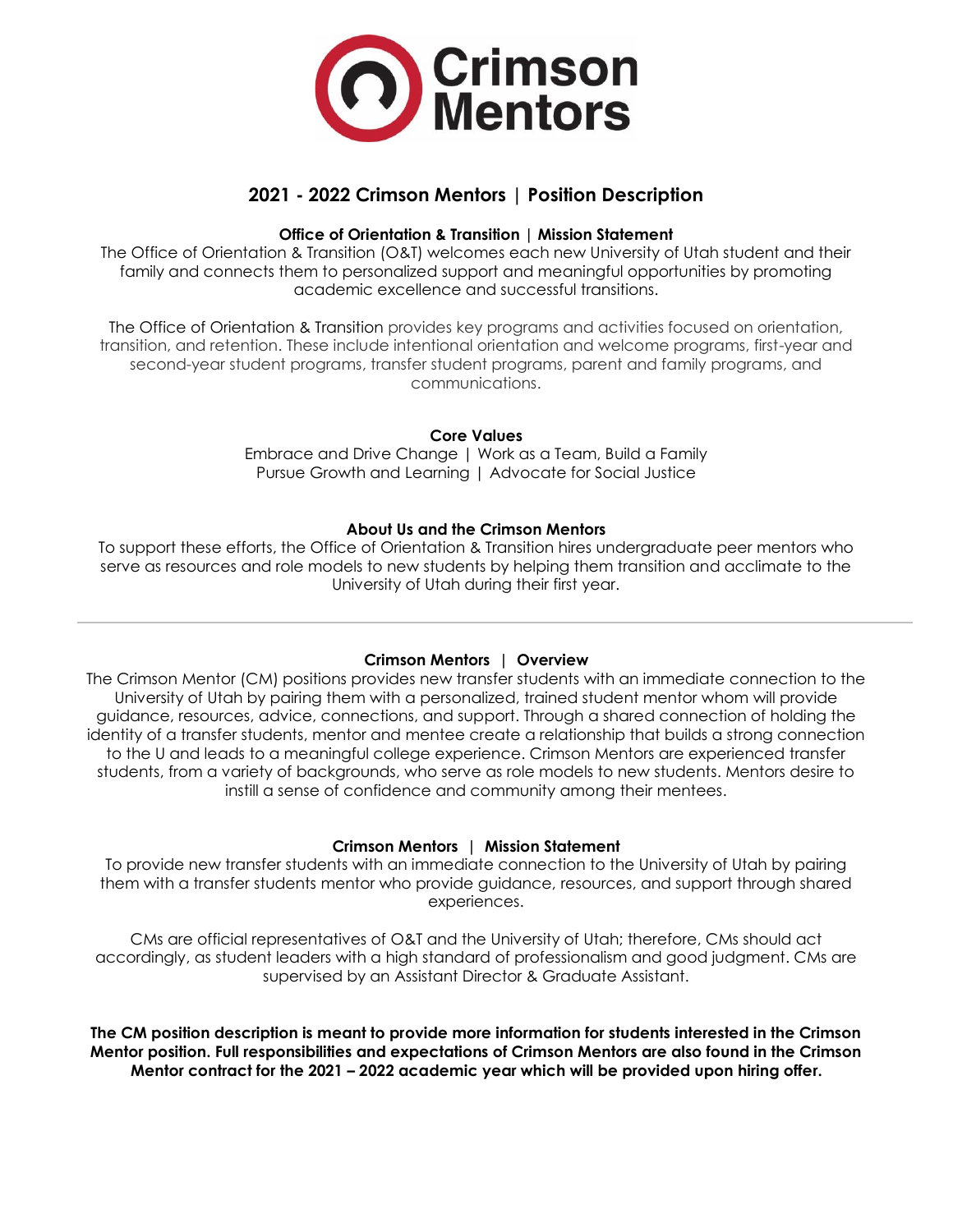# 2021 - 2022 Crimson Mentors | Position Description

### Office of Orientation & Transition | Mission Statement

The Office of Orientation & Transition (O&T) welcomes each new University of Utah student and their family and connects them to personalized support and meaningful opportunities by promoting academic excellence and successful transitions.

The Office of Orientation & Transition provides key programs and activities focused on orientation, transition, and retention. These include intentional orientation and welcome programs, first-year and second-year student programs, transfer student programs, parent and family programs, and communications.

### Core Values

Embrace and Drive Change | Work as a Team, Build a Family
Pursue Growth and Learning | Advocate for Social Justice

### About Us and the Crimson Mentors

To support these efforts, the Office of Orientation & Transition hires undergraduate peer mentors who serve as resources and role models to new students by helping them transition and acclimate to the University of Utah during their first year.

---

### Crimson Mentors | Overview

The Crimson Mentor (CM) positions provides new transfer students with an immediate connection to the University of Utah by pairing them with a personalized, trained student mentor whom will provide guidance, resources, advice, connections, and support. Through a shared connection of holding the identity of a transfer students, mentor and mentee create a relationship that builds a strong connection to the U and leads to a meaningful college experience. Crimson Mentors are experienced transfer students, from a variety of backgrounds, who serve as role models to new students. Mentors desire to instill a sense of confidence and community among their mentees.

### Crimson Mentors | Mission Statement

To provide new transfer students with an immediate connection to the University of Utah by pairing them with a transfer students mentor who provide guidance, resources, and support through shared experiences.

CMs are official representatives of O&T and the University of Utah; therefore, CMs should act accordingly, as student leaders with a high standard of professionalism and good judgment. CMs are supervised by an Assistant Director & Graduate Assistant.

**The CM position description is meant to provide more information for students interested in the Crimson Mentor position. Full responsibilities and expectations of Crimson Mentors are also found in the Crimson Mentor contract for the 2021 – 2022 academic year which will be provided upon hiring offer.**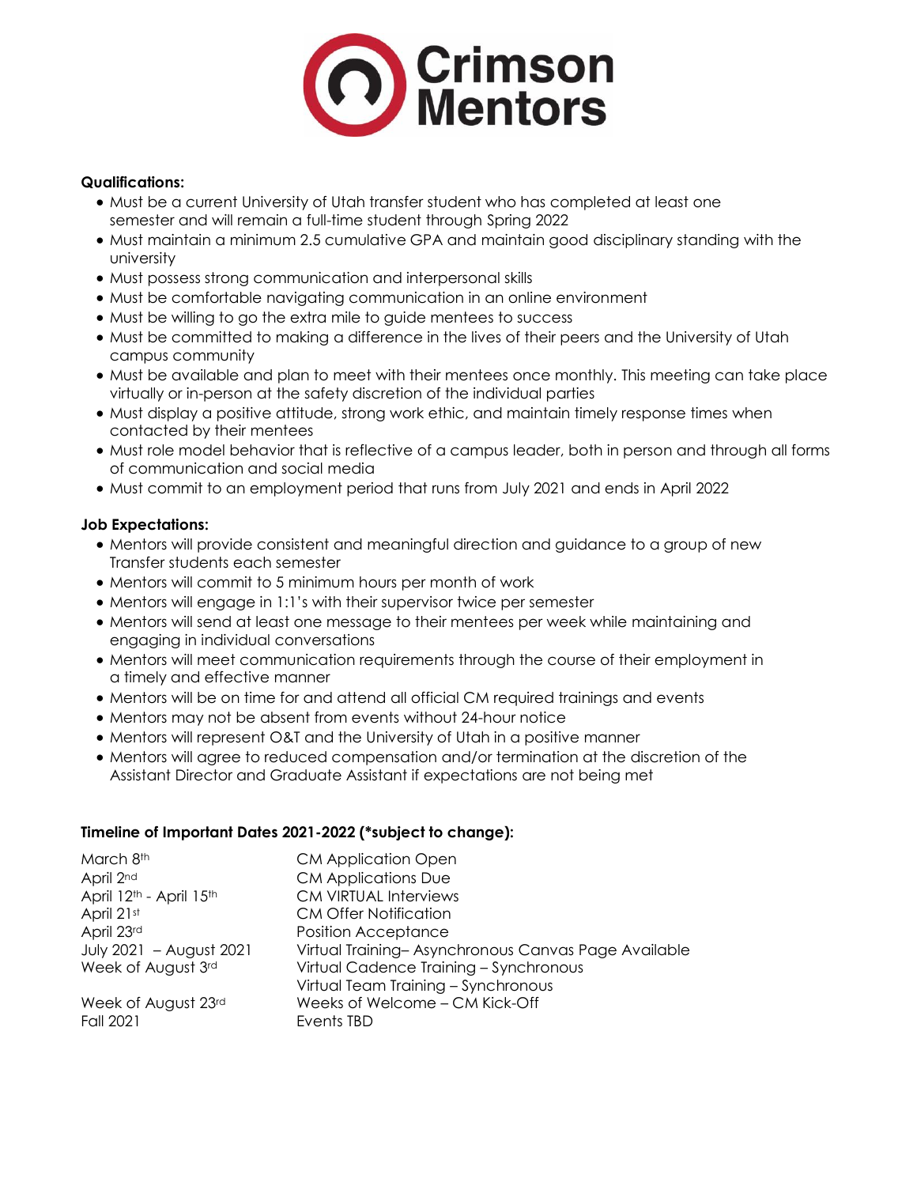**Qualifications:**

- Must be a current University of Utah transfer student who has completed at least one semester and will remain a full-time student through Spring 2022
- Must maintain a minimum 2.5 cumulative GPA and maintain good disciplinary standing with the university
- Must possess strong communication and interpersonal skills
- Must be comfortable navigating communication in an online environment
- Must be willing to go the extra mile to guide mentees to success
- Must be committed to making a difference in the lives of their peers and the University of Utah campus community
- Must be available and plan to meet with their mentees once monthly. This meeting can take place virtually or in-person at the safety discretion of the individual parties
- Must display a positive attitude, strong work ethic, and maintain timely response times when contacted by their mentees
- Must role model behavior that is reflective of a campus leader, both in person and through all forms of communication and social media
- Must commit to an employment period that runs from July 2021 and ends in April 2022

**Job Expectations:**

- Mentors will provide consistent and meaningful direction and guidance to a group of new Transfer students each semester
- Mentors will commit to 5 minimum hours per month of work
- Mentors will engage in 1:1's with their supervisor twice per semester
- Mentors will send at least one message to their mentees per week while maintaining and engaging in individual conversations
- Mentors will meet communication requirements through the course of their employment in a timely and effective manner
- Mentors will be on time for and attend all official CM required trainings and events
- Mentors may not be absent from events without 24-hour notice
- Mentors will represent O&T and the University of Utah in a positive manner
- Mentors will agree to reduced compensation and/or termination at the discretion of the Assistant Director and Graduate Assistant if expectations are not being met

**Timeline of Important Dates 2021-2022 (*subject to change):**

| | |
|---|---|
| March 8th | CM Application Open |
| April 2nd | CM Applications Due |
| April 12th - April 15th | CM VIRTUAL Interviews |
| April 21st | CM Offer Notification |
| April 23rd | Position Acceptance |
| July 2021 – August 2021 | Virtual Training– Asynchronous Canvas Page Available |
| Week of August 3rd | Virtual Cadence Training – Synchronous<br>Virtual Team Training – Synchronous |
| Week of August 23rd | Weeks of Welcome – CM Kick-Off |
| Fall 2021 | Events TBD |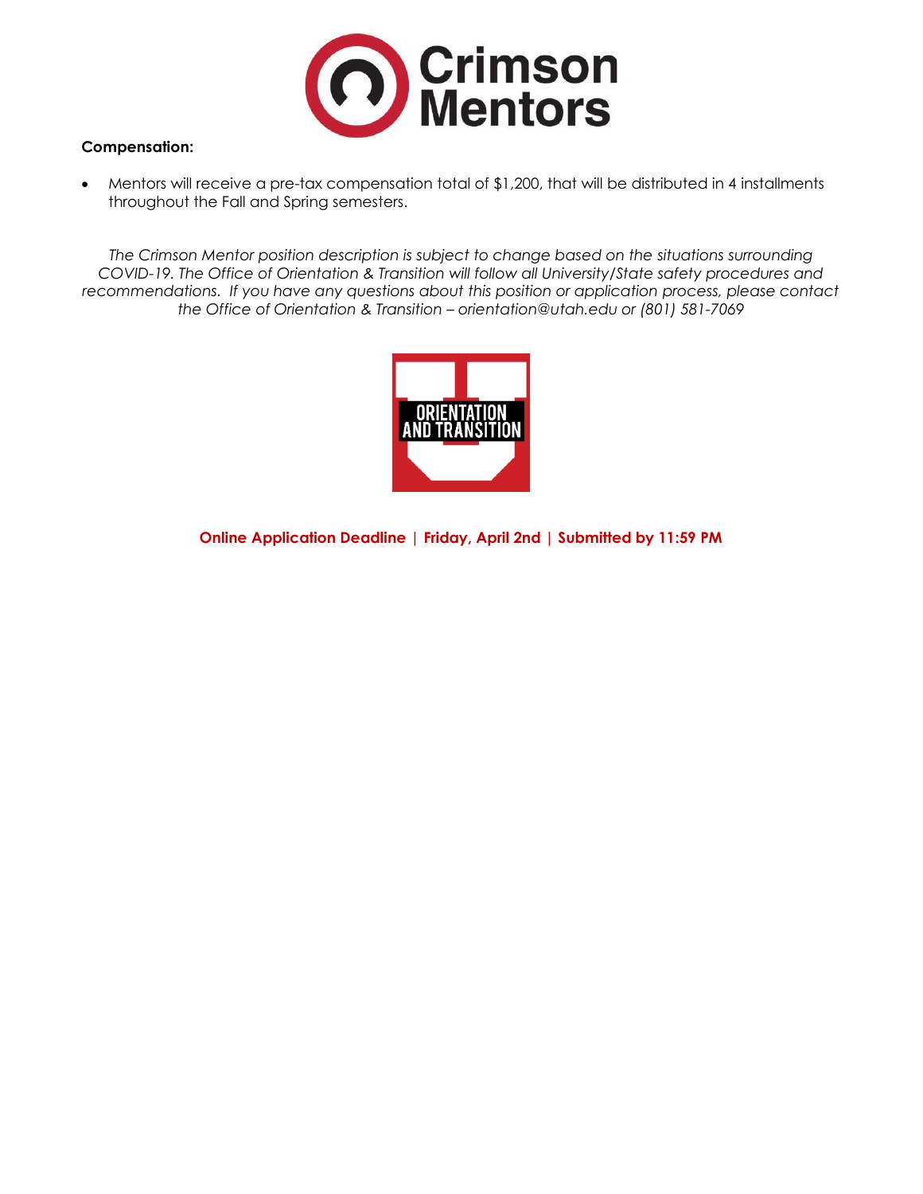**Compensation:**

- Mentors will receive a pre-tax compensation total of $1,200, that will be distributed in 4 installments throughout the Fall and Spring semesters.

*The Crimson Mentor position description is subject to change based on the situations surrounding COVID-19. The Office of Orientation & Transition will follow all University/State safety procedures and recommendations. If you have any questions about this position or application process, please contact the Office of Orientation & Transition – orientation@utah.edu or (801) 581-7069*

**Online Application Deadline | Friday, April 2nd | Submitted by 11:59 PM**